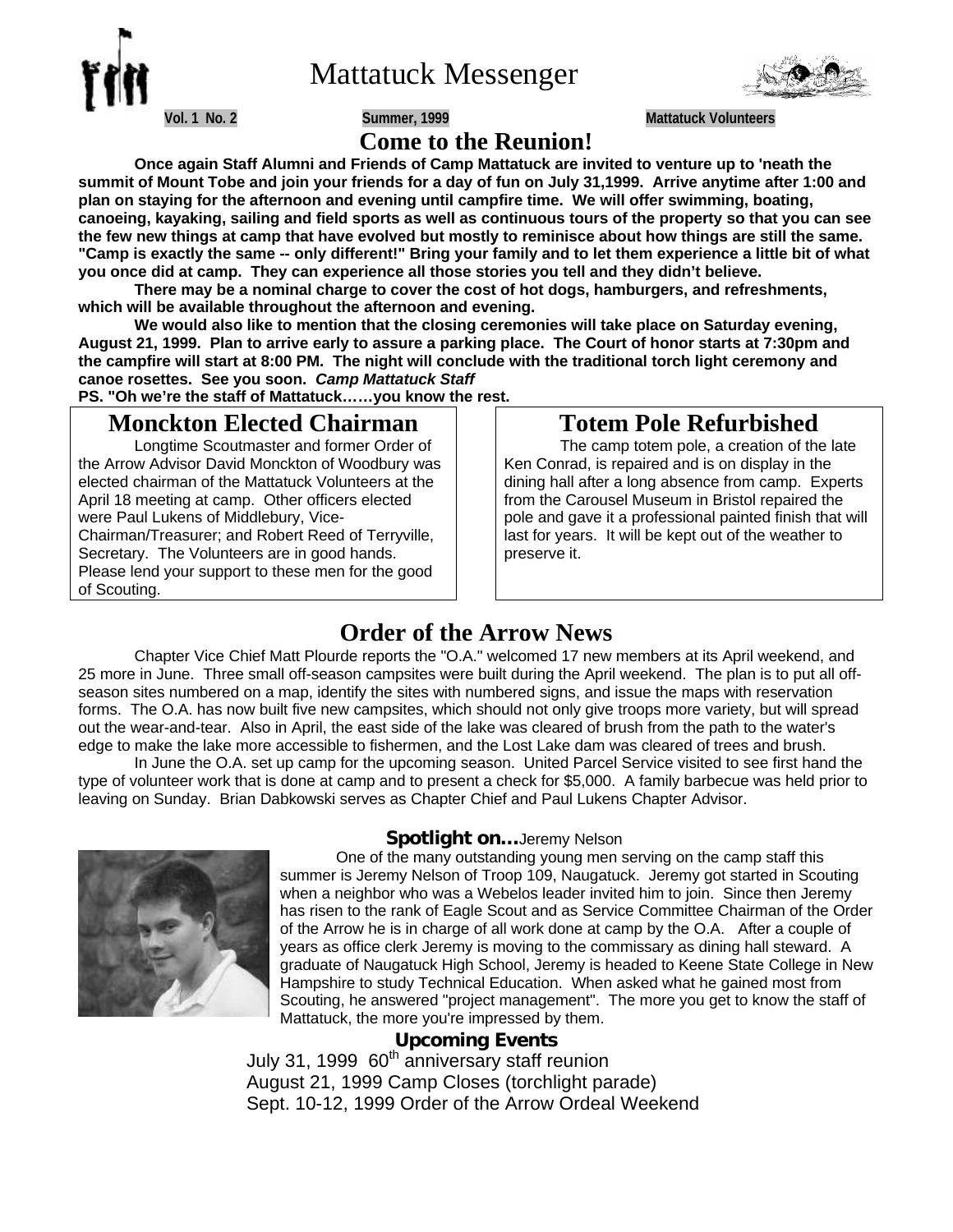# Mattatuck Messenger

Vol. 1 No. 2 Summer, 1999 Mattatuck Volunteers

## Come to the Reunion!

**Once again Staff Alumni and Friends of Camp Mattatuck are invited to venture up to 'neath the summit of Mount Tobe and join your friends for a day of fun on July 31,1999. Arrive anytime after 1:00 and plan on staying for the afternoon and evening until campfire time. We will offer swimming, boating, canoeing, kayaking, sailing and field sports as well as continuous tours of the property so that you can see the few new things at camp that have evolved but mostly to reminisce about how things are still the same. "Camp is exactly the same -- only different!" Bring your family and to let them experience a little bit of what you once did at camp. They can experience all those stories you tell and they didn't believe.**

**There may be a nominal charge to cover the cost of hot dogs, hamburgers, and refreshments, which will be available throughout the afternoon and evening.**

**We would also like to mention that the closing ceremonies will take place on Saturday evening, August 21, 1999. Plan to arrive early to assure a parking place. The Court of honor starts at 7:30pm and the campfire will start at 8:00 PM. The night will conclude with the traditional torch light ceremony and canoe rosettes. See you soon.** ***Camp Mattatuck Staff***

**PS. "Oh we're the staff of Mattatuck……you know the rest.**

## Monckton Elected Chairman

Longtime Scoutmaster and former Order of the Arrow Advisor David Monckton of Woodbury was elected chairman of the Mattatuck Volunteers at the April 18 meeting at camp. Other officers elected were Paul Lukens of Middlebury, Vice-Chairman/Treasurer; and Robert Reed of Terryville, Secretary. The Volunteers are in good hands. Please lend your support to these men for the good of Scouting.

## Totem Pole Refurbished

The camp totem pole, a creation of the late Ken Conrad, is repaired and is on display in the dining hall after a long absence from camp. Experts from the Carousel Museum in Bristol repaired the pole and gave it a professional painted finish that will last for years. It will be kept out of the weather to preserve it.

## Order of the Arrow News

Chapter Vice Chief Matt Plourde reports the "O.A." welcomed 17 new members at its April weekend, and 25 more in June. Three small off-season campsites were built during the April weekend. The plan is to put all off-season sites numbered on a map, identify the sites with numbered signs, and issue the maps with reservation forms. The O.A. has now built five new campsites, which should not only give troops more variety, but will spread out the wear-and-tear. Also in April, the east side of the lake was cleared of brush from the path to the water's edge to make the lake more accessible to fishermen, and the Lost Lake dam was cleared of trees and brush.

In June the O.A. set up camp for the upcoming season. United Parcel Service visited to see first hand the type of volunteer work that is done at camp and to present a check for $5,000. A family barbecue was held prior to leaving on Sunday. Brian Dabkowski serves as Chapter Chief and Paul Lukens Chapter Advisor.

### **Spotlight on…**Jeremy Nelson

One of the many outstanding young men serving on the camp staff this summer is Jeremy Nelson of Troop 109, Naugatuck. Jeremy got started in Scouting when a neighbor who was a Webelos leader invited him to join. Since then Jeremy has risen to the rank of Eagle Scout and as Service Committee Chairman of the Order of the Arrow he is in charge of all work done at camp by the O.A. After a couple of years as office clerk Jeremy is moving to the commissary as dining hall steward. A graduate of Naugatuck High School, Jeremy is headed to Keene State College in New Hampshire to study Technical Education. When asked what he gained most from Scouting, he answered "project management". The more you get to know the staff of Mattatuck, the more you're impressed by them.

### Upcoming Events

July 31, 1999 60th anniversary staff reunion
August 21, 1999 Camp Closes (torchlight parade)
Sept. 10-12, 1999 Order of the Arrow Ordeal Weekend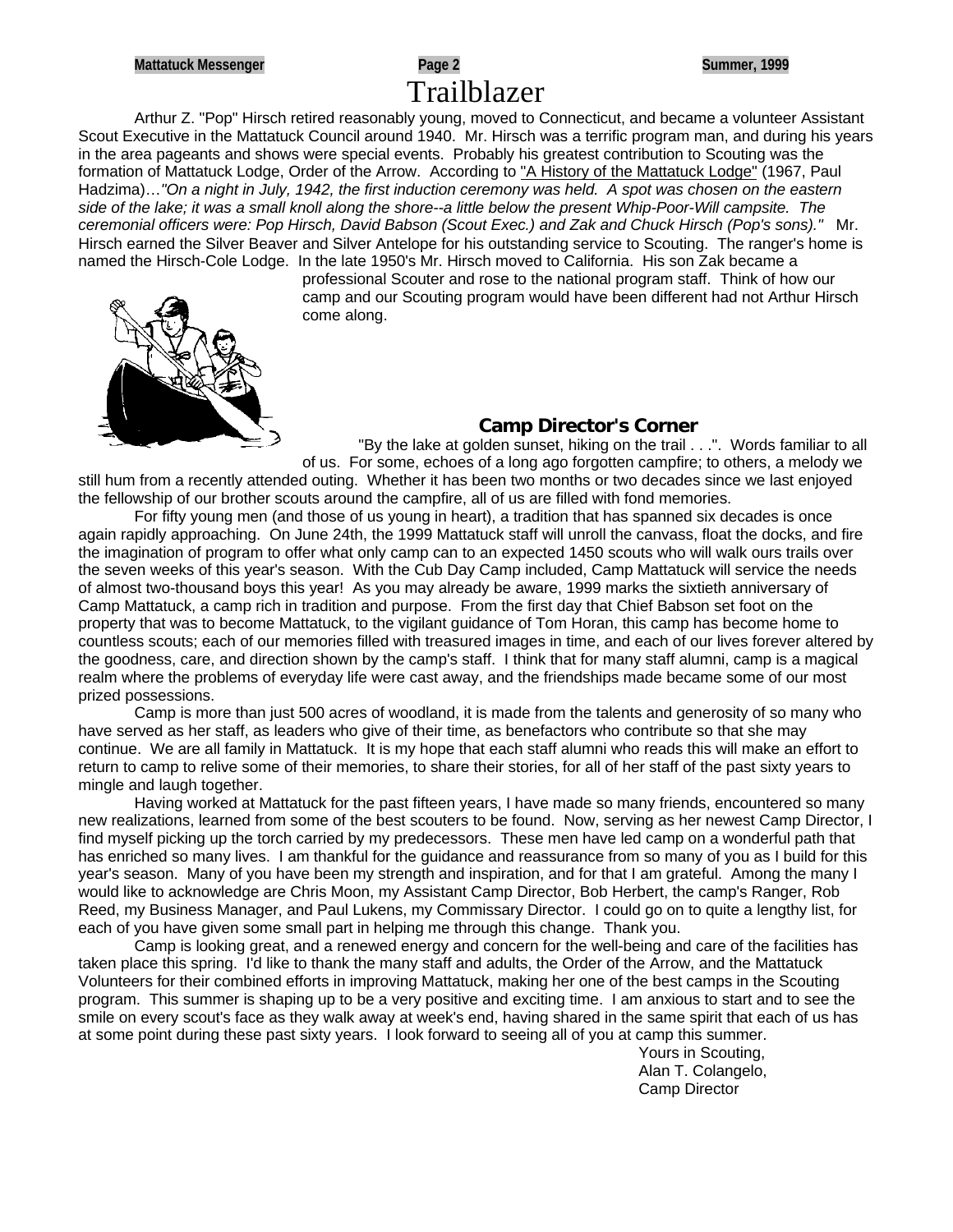# Trailblazer

Arthur Z. "Pop" Hirsch retired reasonably young, moved to Connecticut, and became a volunteer Assistant Scout Executive in the Mattatuck Council around 1940. Mr. Hirsch was a terrific program man, and during his years in the area pageants and shows were special events. Probably his greatest contribution to Scouting was the formation of Mattatuck Lodge, Order of the Arrow. According to "A History of the Mattatuck Lodge" (1967, Paul Hadzima)…*"On a night in July, 1942, the first induction ceremony was held. A spot was chosen on the eastern side of the lake; it was a small knoll along the shore--a little below the present Whip-Poor-Will campsite. The ceremonial officers were: Pop Hirsch, David Babson (Scout Exec.) and Zak and Chuck Hirsch (Pop's sons)."* Mr. Hirsch earned the Silver Beaver and Silver Antelope for his outstanding service to Scouting. The ranger's home is named the Hirsch-Cole Lodge. In the late 1950's Mr. Hirsch moved to California. His son Zak became a professional Scouter and rose to the national program staff. Think of how our camp and our Scouting program would have been different had not Arthur Hirsch come along.

## Camp Director's Corner

"By the lake at golden sunset, hiking on the trail . . .". Words familiar to all of us. For some, echoes of a long ago forgotten campfire; to others, a melody we still hum from a recently attended outing. Whether it has been two months or two decades since we last enjoyed the fellowship of our brother scouts around the campfire, all of us are filled with fond memories.

For fifty young men (and those of us young in heart), a tradition that has spanned six decades is once again rapidly approaching. On June 24th, the 1999 Mattatuck staff will unroll the canvass, float the docks, and fire the imagination of program to offer what only camp can to an expected 1450 scouts who will walk ours trails over the seven weeks of this year's season. With the Cub Day Camp included, Camp Mattatuck will service the needs of almost two-thousand boys this year! As you may already be aware, 1999 marks the sixtieth anniversary of Camp Mattatuck, a camp rich in tradition and purpose. From the first day that Chief Babson set foot on the property that was to become Mattatuck, to the vigilant guidance of Tom Horan, this camp has become home to countless scouts; each of our memories filled with treasured images in time, and each of our lives forever altered by the goodness, care, and direction shown by the camp's staff. I think that for many staff alumni, camp is a magical realm where the problems of everyday life were cast away, and the friendships made became some of our most prized possessions.

Camp is more than just 500 acres of woodland, it is made from the talents and generosity of so many who have served as her staff, as leaders who give of their time, as benefactors who contribute so that she may continue. We are all family in Mattatuck. It is my hope that each staff alumni who reads this will make an effort to return to camp to relive some of their memories, to share their stories, for all of her staff of the past sixty years to mingle and laugh together.

Having worked at Mattatuck for the past fifteen years, I have made so many friends, encountered so many new realizations, learned from some of the best scouters to be found. Now, serving as her newest Camp Director, I find myself picking up the torch carried by my predecessors. These men have led camp on a wonderful path that has enriched so many lives. I am thankful for the guidance and reassurance from so many of you as I build for this year's season. Many of you have been my strength and inspiration, and for that I am grateful. Among the many I would like to acknowledge are Chris Moon, my Assistant Camp Director, Bob Herbert, the camp's Ranger, Rob Reed, my Business Manager, and Paul Lukens, my Commissary Director. I could go on to quite a lengthy list, for each of you have given some small part in helping me through this change. Thank you.

Camp is looking great, and a renewed energy and concern for the well-being and care of the facilities has taken place this spring. I'd like to thank the many staff and adults, the Order of the Arrow, and the Mattatuck Volunteers for their combined efforts in improving Mattatuck, making her one of the best camps in the Scouting program. This summer is shaping up to be a very positive and exciting time. I am anxious to start and to see the smile on every scout's face as they walk away at week's end, having shared in the same spirit that each of us has at some point during these past sixty years. I look forward to seeing all of you at camp this summer.

Yours in Scouting,
Alan T. Colangelo,
Camp Director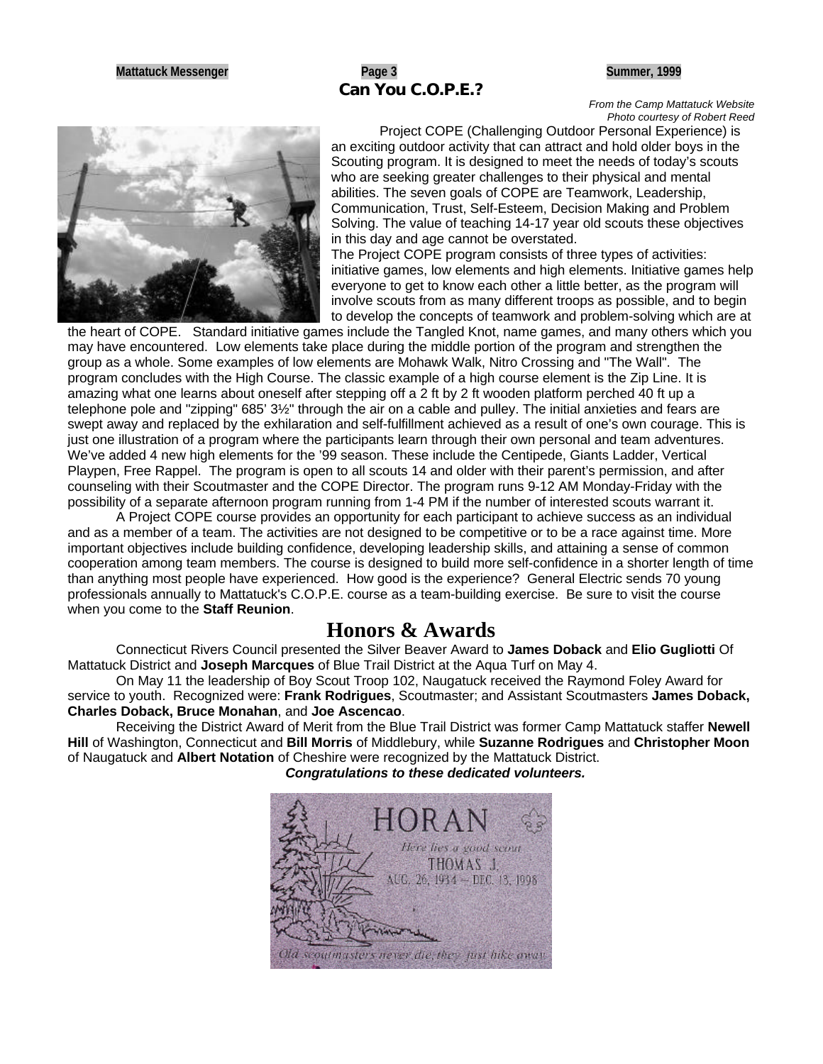## Can You C.O.P.E.?

*From the Camp Mattatuck Website*
*Photo courtesy of Robert Reed*

Project COPE (Challenging Outdoor Personal Experience) is an exciting outdoor activity that can attract and hold older boys in the Scouting program. It is designed to meet the needs of today's scouts who are seeking greater challenges to their physical and mental abilities. The seven goals of COPE are Teamwork, Leadership, Communication, Trust, Self-Esteem, Decision Making and Problem Solving. The value of teaching 14-17 year old scouts these objectives in this day and age cannot be overstated.

The Project COPE program consists of three types of activities: initiative games, low elements and high elements. Initiative games help everyone to get to know each other a little better, as the program will involve scouts from as many different troops as possible, and to begin to develop the concepts of teamwork and problem-solving which are at the heart of COPE. Standard initiative games include the Tangled Knot, name games, and many others which you may have encountered. Low elements take place during the middle portion of the program and strengthen the group as a whole. Some examples of low elements are Mohawk Walk, Nitro Crossing and "The Wall". The program concludes with the High Course. The classic example of a high course element is the Zip Line. It is amazing what one learns about oneself after stepping off a 2 ft by 2 ft wooden platform perched 40 ft up a telephone pole and "zipping" 685' 3½" through the air on a cable and pulley. The initial anxieties and fears are swept away and replaced by the exhilaration and self-fulfillment achieved as a result of one's own courage. This is just one illustration of a program where the participants learn through their own personal and team adventures. We've added 4 new high elements for the '99 season. These include the Centipede, Giants Ladder, Vertical Playpen, Free Rappel. The program is open to all scouts 14 and older with their parent's permission, and after counseling with their Scoutmaster and the COPE Director. The program runs 9-12 AM Monday-Friday with the possibility of a separate afternoon program running from 1-4 PM if the number of interested scouts warrant it.

A Project COPE course provides an opportunity for each participant to achieve success as an individual and as a member of a team. The activities are not designed to be competitive or to be a race against time. More important objectives include building confidence, developing leadership skills, and attaining a sense of common cooperation among team members. The course is designed to build more self-confidence in a shorter length of time than anything most people have experienced. How good is the experience? General Electric sends 70 young professionals annually to Mattatuck's C.O.P.E. course as a team-building exercise. Be sure to visit the course when you come to the **Staff Reunion**.

## Honors & Awards

Connecticut Rivers Council presented the Silver Beaver Award to **James Doback** and **Elio Gugliotti** Of Mattatuck District and **Joseph Marcques** of Blue Trail District at the Aqua Turf on May 4.

On May 11 the leadership of Boy Scout Troop 102, Naugatuck received the Raymond Foley Award for service to youth. Recognized were: **Frank Rodrigues**, Scoutmaster; and Assistant Scoutmasters **James Doback, Charles Doback, Bruce Monahan**, and **Joe Ascencao**.

Receiving the District Award of Merit from the Blue Trail District was former Camp Mattatuck staffer **Newell Hill** of Washington, Connecticut and **Bill Morris** of Middlebury, while **Suzanne Rodrigues** and **Christopher Moon** of Naugatuck and **Albert Notation** of Cheshire were recognized by the Mattatuck District.

***Congratulations to these dedicated volunteers.***

HORAN
*Here lies a good scout*
THOMAS J.
AUG. 26, 1934 – DEC. 13, 1998
*Old scoutmasters never die, they just hike away*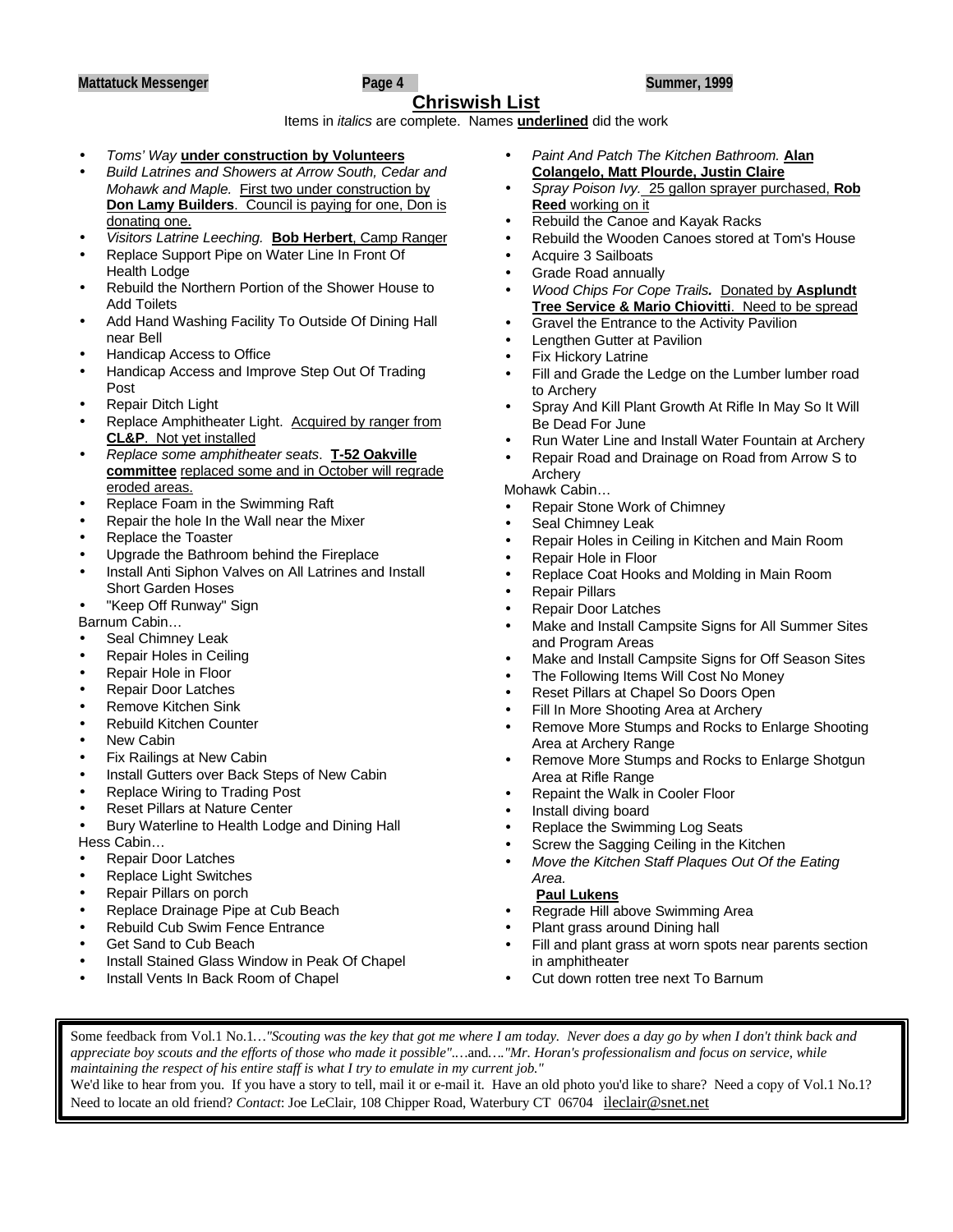## Chriswish List

Items in *italics* are complete. Names **underlined** did the work

- *Toms' Way* **under construction by Volunteers**
- *Build Latrines and Showers at Arrow South, Cedar and Mohawk and Maple.* First two under construction by **Don Lamy Builders**. Council is paying for one, Don is donating one.
- *Visitors Latrine Leeching.* **Bob Herbert**, Camp Ranger
- Replace Support Pipe on Water Line In Front Of Health Lodge
- Rebuild the Northern Portion of the Shower House to Add Toilets
- Add Hand Washing Facility To Outside Of Dining Hall near Bell
- Handicap Access to Office
- Handicap Access and Improve Step Out Of Trading Post
- Repair Ditch Light
- Replace Amphitheater Light. Acquired by ranger from **CL&P**. Not yet installed
- *Replace some amphitheater seats.* **T-52 Oakville committee** replaced some and in October will regrade eroded areas.
- Replace Foam in the Swimming Raft
- Repair the hole In the Wall near the Mixer
- Replace the Toaster
- Upgrade the Bathroom behind the Fireplace
- Install Anti Siphon Valves on All Latrines and Install Short Garden Hoses
- "Keep Off Runway" Sign

Barnum Cabin…

- Seal Chimney Leak
- Repair Holes in Ceiling
- Repair Hole in Floor
- Repair Door Latches
- Remove Kitchen Sink
- Rebuild Kitchen Counter
- New Cabin
- Fix Railings at New Cabin
- Install Gutters over Back Steps of New Cabin
- Replace Wiring to Trading Post
- Reset Pillars at Nature Center
- Bury Waterline to Health Lodge and Dining Hall

Hess Cabin…

- Repair Door Latches
- Replace Light Switches
- Repair Pillars on porch
- Replace Drainage Pipe at Cub Beach
- Rebuild Cub Swim Fence Entrance
- Get Sand to Cub Beach
- Install Stained Glass Window in Peak Of Chapel
- Install Vents In Back Room of Chapel
- *Paint And Patch The Kitchen Bathroom.* **Alan Colangelo, Matt Plourde, Justin Claire**
- *Spray Poison Ivy.* 25 gallon sprayer purchased, **Rob Reed** working on it
- Rebuild the Canoe and Kayak Racks
- Rebuild the Wooden Canoes stored at Tom's House
- Acquire 3 Sailboats
- Grade Road annually
- *Wood Chips For Cope Trails.* Donated by **Asplundt Tree Service & Mario Chiovitti**. Need to be spread
- Gravel the Entrance to the Activity Pavilion
- Lengthen Gutter at Pavilion
- Fix Hickory Latrine
- Fill and Grade the Ledge on the Lumber lumber road to Archery
- Spray And Kill Plant Growth At Rifle In May So It Will Be Dead For June
- Run Water Line and Install Water Fountain at Archery
- Repair Road and Drainage on Road from Arrow S to Archery

Mohawk Cabin…

- Repair Stone Work of Chimney
- Seal Chimney Leak
- Repair Holes in Ceiling in Kitchen and Main Room
- Repair Hole in Floor
- Replace Coat Hooks and Molding in Main Room
- Repair Pillars
- Repair Door Latches
- Make and Install Campsite Signs for All Summer Sites and Program Areas
- Make and Install Campsite Signs for Off Season Sites
- The Following Items Will Cost No Money
- Reset Pillars at Chapel So Doors Open
- Fill In More Shooting Area at Archery
- Remove More Stumps and Rocks to Enlarge Shooting Area at Archery Range
- Remove More Stumps and Rocks to Enlarge Shotgun Area at Rifle Range
- Repaint the Walk in Cooler Floor
- Install diving board
- Replace the Swimming Log Seats
- Screw the Sagging Ceiling in the Kitchen
- *Move the Kitchen Staff Plaques Out Of the Eating Area.*
  **Paul Lukens**
- Regrade Hill above Swimming Area
- Plant grass around Dining hall
- Fill and plant grass at worn spots near parents section in amphitheater
- Cut down rotten tree next To Barnum

---

Some feedback from Vol.1 No.1…*"Scouting was the key that got me where I am today. Never does a day go by when I don't think back and appreciate boy scouts and the efforts of those who made it possible"*.…and.…*"Mr. Horan's professionalism and focus on service, while maintaining the respect of his entire staff is what I try to emulate in my current job."*
We'd like to hear from you. If you have a story to tell, mail it or e-mail it. Have an old photo you'd like to share? Need a copy of Vol.1 No.1? Need to locate an old friend? *Contact*: Joe LeClair, 108 Chipper Road, Waterbury CT 06704 jleclair@snet.net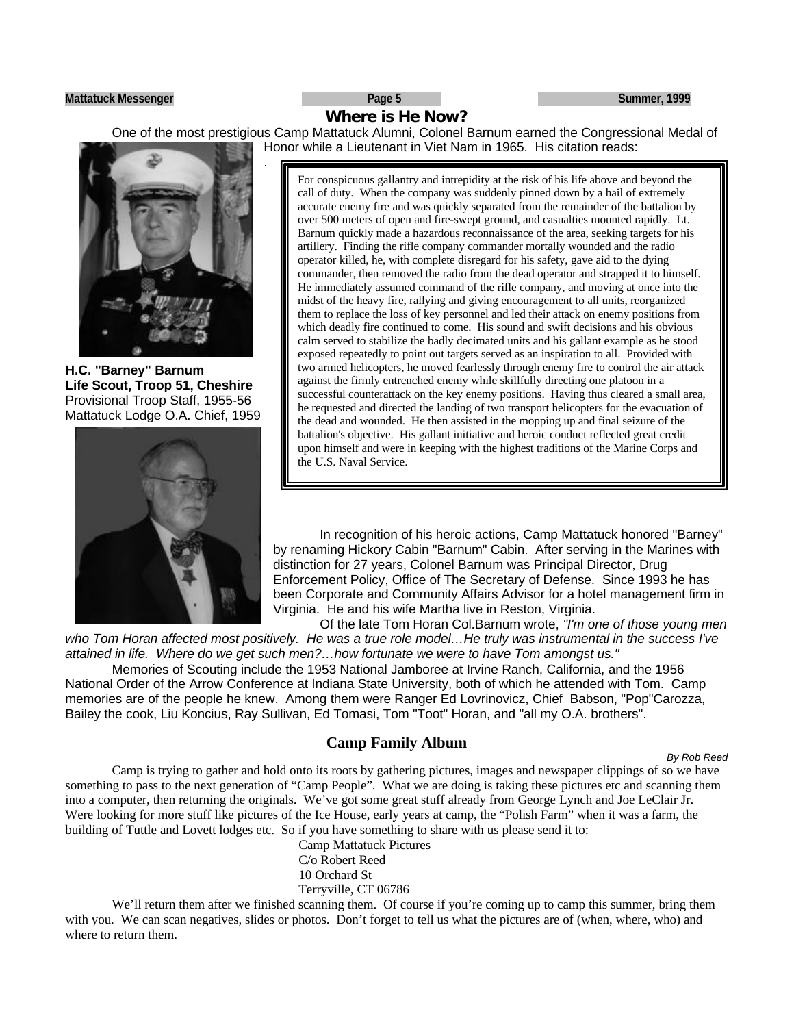## Where is He Now?

One of the most prestigious Camp Mattatuck Alumni, Colonel Barnum earned the Congressional Medal of Honor while a Lieutenant in Viet Nam in 1965. His citation reads:

> For conspicuous gallantry and intrepidity at the risk of his life above and beyond the call of duty. When the company was suddenly pinned down by a hail of extremely accurate enemy fire and was quickly separated from the remainder of the battalion by over 500 meters of open and fire-swept ground, and casualties mounted rapidly. Lt. Barnum quickly made a hazardous reconnaissance of the area, seeking targets for his artillery. Finding the rifle company commander mortally wounded and the radio operator killed, he, with complete disregard for his safety, gave aid to the dying commander, then removed the radio from the dead operator and strapped it to himself. He immediately assumed command of the rifle company, and moving at once into the midst of the heavy fire, rallying and giving encouragement to all units, reorganized them to replace the loss of key personnel and led their attack on enemy positions from which deadly fire continued to come. His sound and swift decisions and his obvious calm served to stabilize the badly decimated units and his gallant example as he stood exposed repeatedly to point out targets served as an inspiration to all. Provided with two armed helicopters, he moved fearlessly through enemy fire to control the air attack against the firmly entrenched enemy while skillfully directing one platoon in a successful counterattack on the key enemy positions. Having thus cleared a small area, he requested and directed the landing of two transport helicopters for the evacuation of the dead and wounded. He then assisted in the mopping up and final seizure of the battalion's objective. His gallant initiative and heroic conduct reflected great credit upon himself and were in keeping with the highest traditions of the Marine Corps and the U.S. Naval Service.

**H.C. "Barney" Barnum**
**Life Scout, Troop 51, Cheshire**
Provisional Troop Staff, 1955-56
Mattatuck Lodge O.A. Chief, 1959

In recognition of his heroic actions, Camp Mattatuck honored "Barney" by renaming Hickory Cabin "Barnum" Cabin. After serving in the Marines with distinction for 27 years, Colonel Barnum was Principal Director, Drug Enforcement Policy, Office of The Secretary of Defense. Since 1993 he has been Corporate and Community Affairs Advisor for a hotel management firm in Virginia. He and his wife Martha live in Reston, Virginia.

Of the late Tom Horan Col.Barnum wrote, *"I'm one of those young men who Tom Horan affected most positively. He was a true role model…He truly was instrumental in the success I've attained in life. Where do we get such men?…how fortunate we were to have Tom amongst us."*

Memories of Scouting include the 1953 National Jamboree at Irvine Ranch, California, and the 1956 National Order of the Arrow Conference at Indiana State University, both of which he attended with Tom. Camp memories are of the people he knew. Among them were Ranger Ed Lovrinovicz, Chief Babson, "Pop"Carozza, Bailey the cook, Liu Koncius, Ray Sullivan, Ed Tomasi, Tom "Toot" Horan, and "all my O.A. brothers".

## Camp Family Album

*By Rob Reed*

Camp is trying to gather and hold onto its roots by gathering pictures, images and newspaper clippings of so we have something to pass to the next generation of "Camp People". What we are doing is taking these pictures etc and scanning them into a computer, then returning the originals. We've got some great stuff already from George Lynch and Joe LeClair Jr. Were looking for more stuff like pictures of the Ice House, early years at camp, the "Polish Farm" when it was a farm, the building of Tuttle and Lovett lodges etc. So if you have something to share with us please send it to:

Camp Mattatuck Pictures
C/o Robert Reed
10 Orchard St
Terryville, CT 06786

We'll return them after we finished scanning them. Of course if you're coming up to camp this summer, bring them with you. We can scan negatives, slides or photos. Don't forget to tell us what the pictures are of (when, where, who) and where to return them.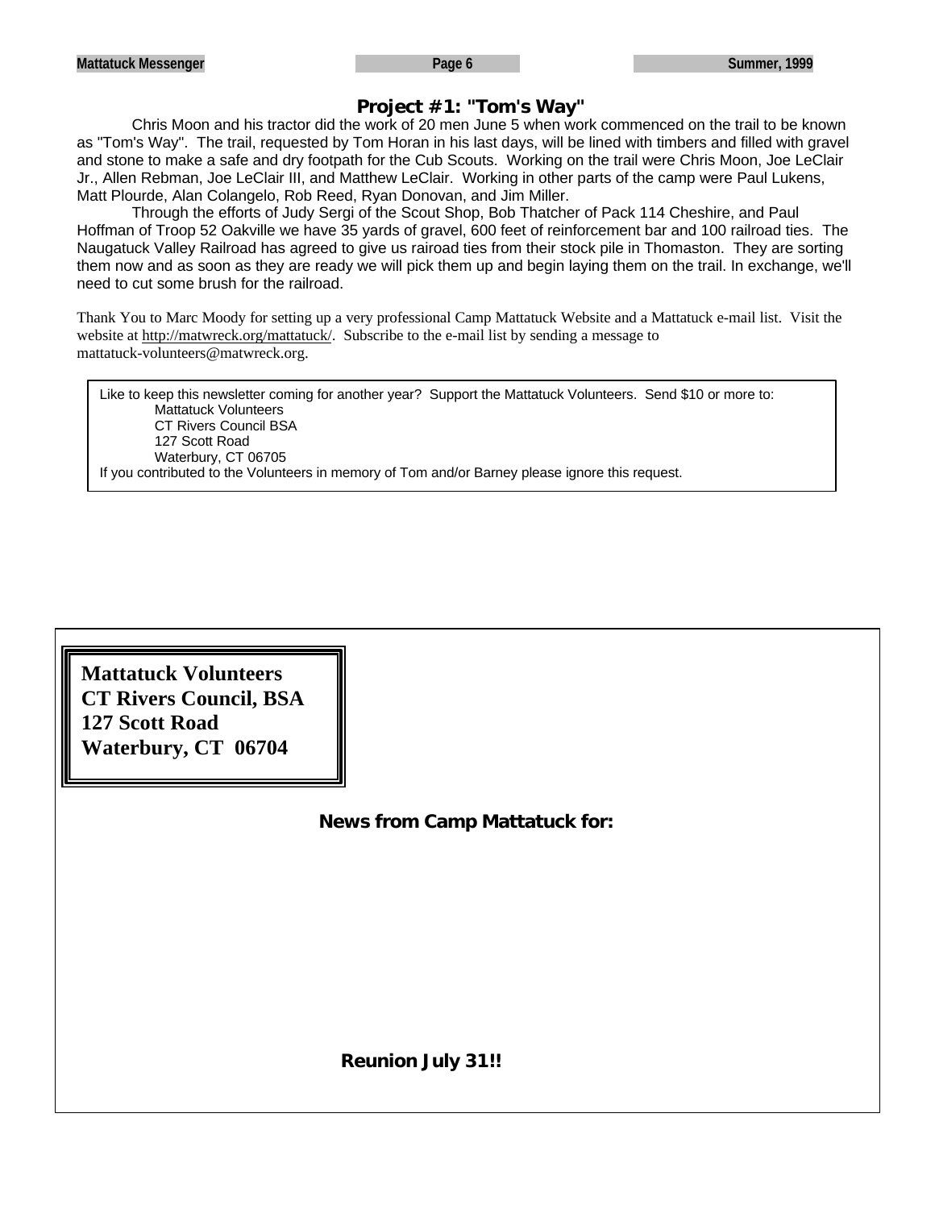## Project #1: "Tom's Way"

Chris Moon and his tractor did the work of 20 men June 5 when work commenced on the trail to be known as "Tom's Way". The trail, requested by Tom Horan in his last days, will be lined with timbers and filled with gravel and stone to make a safe and dry footpath for the Cub Scouts. Working on the trail were Chris Moon, Joe LeClair Jr., Allen Rebman, Joe LeClair III, and Matthew LeClair. Working in other parts of the camp were Paul Lukens, Matt Plourde, Alan Colangelo, Rob Reed, Ryan Donovan, and Jim Miller.

Through the efforts of Judy Sergi of the Scout Shop, Bob Thatcher of Pack 114 Cheshire, and Paul Hoffman of Troop 52 Oakville we have 35 yards of gravel, 600 feet of reinforcement bar and 100 railroad ties. The Naugatuck Valley Railroad has agreed to give us rairoad ties from their stock pile in Thomaston. They are sorting them now and as soon as they are ready we will pick them up and begin laying them on the trail. In exchange, we'll need to cut some brush for the railroad.

Thank You to Marc Moody for setting up a very professional Camp Mattatuck Website and a Mattatuck e-mail list. Visit the website at http://matwreck.org/mattatuck/. Subscribe to the e-mail list by sending a message to mattatuck-volunteers@matwreck.org.

Like to keep this newsletter coming for another year? Support the Mattatuck Volunteers. Send $10 or more to:

Mattatuck Volunteers
CT Rivers Council BSA
127 Scott Road
Waterbury, CT 06705

If you contributed to the Volunteers in memory of Tom and/or Barney please ignore this request.

**Mattatuck Volunteers**
**CT Rivers Council, BSA**
**127 Scott Road**
**Waterbury, CT 06704**

**News from Camp Mattatuck for:**

**Reunion July 31!!**